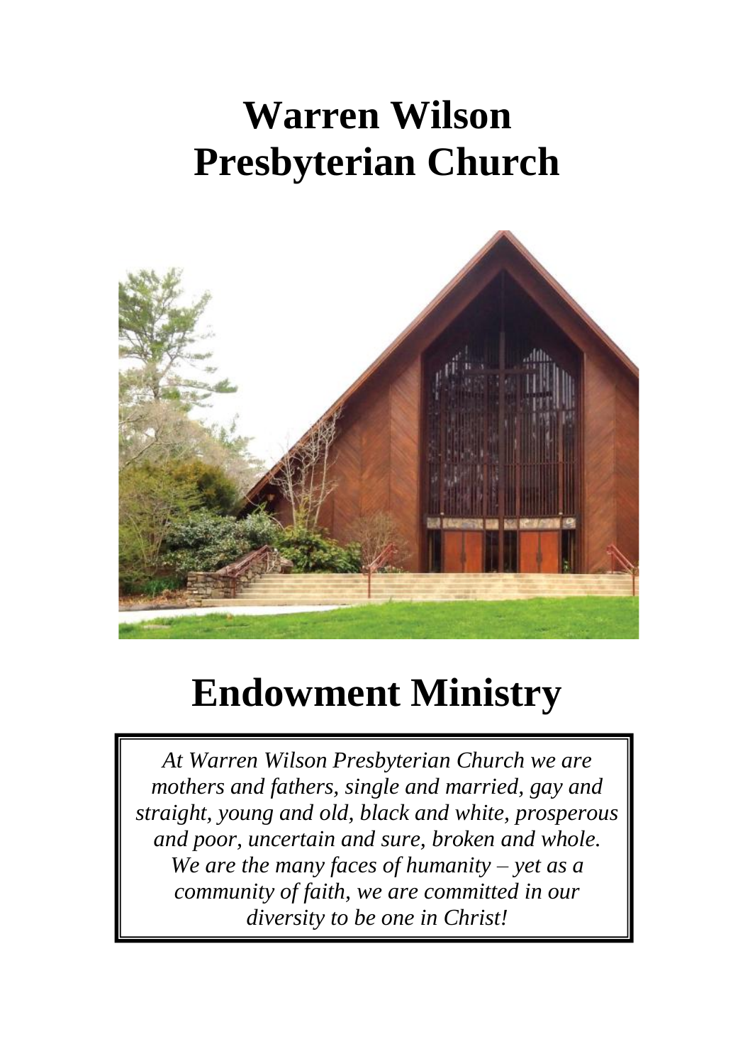# Warren Wilson Presbyterian Church

# Endowment Ministry

*At Warren Wilson Presbyterian Church we are mothers and fathers, single and married, gay and straight, young and old, black and white, prosperous and poor, uncertain and sure, broken and whole. We are the many faces of humanity – yet as a community of faith, we are committed in our diversity to be one in Christ!*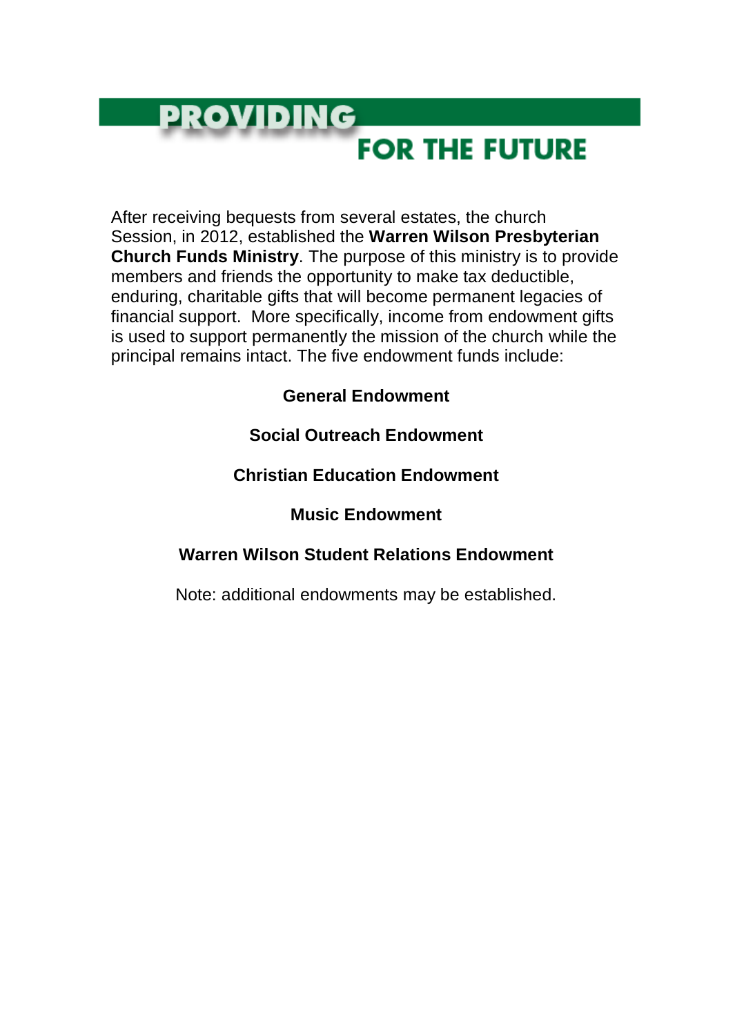# PROVIDING FOR THE FUTURE

After receiving bequests from several estates, the church Session, in 2012, established the **Warren Wilson Presbyterian Church Funds Ministry**. The purpose of this ministry is to provide members and friends the opportunity to make tax deductible, enduring, charitable gifts that will become permanent legacies of financial support. More specifically, income from endowment gifts is used to support permanently the mission of the church while the principal remains intact. The five endowment funds include:

**General Endowment**

**Social Outreach Endowment**

**Christian Education Endowment**

**Music Endowment**

**Warren Wilson Student Relations Endowment**

Note: additional endowments may be established.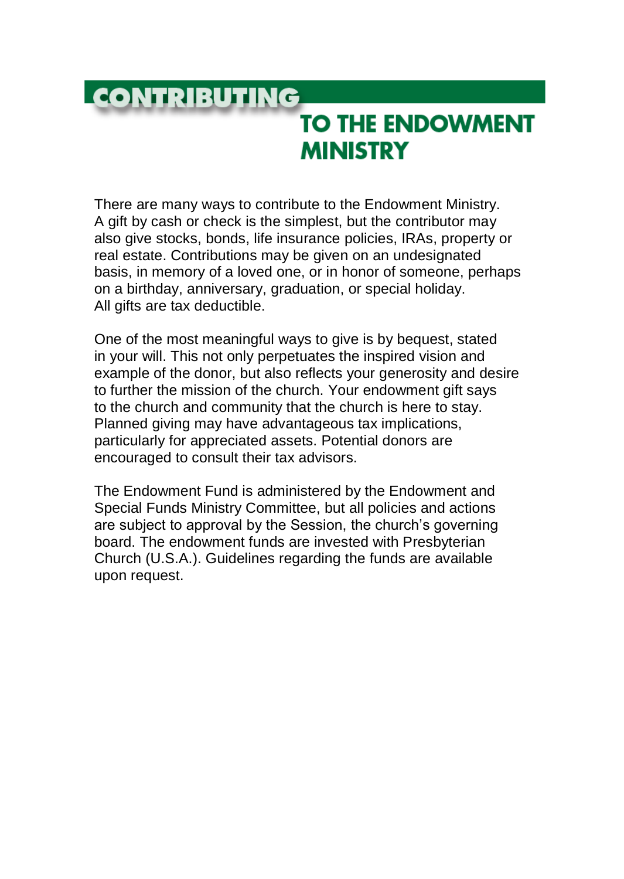# CONTRIBUTING TO THE ENDOWMENT MINISTRY

There are many ways to contribute to the Endowment Ministry. A gift by cash or check is the simplest, but the contributor may also give stocks, bonds, life insurance policies, IRAs, property or real estate. Contributions may be given on an undesignated basis, in memory of a loved one, or in honor of someone, perhaps on a birthday, anniversary, graduation, or special holiday. All gifts are tax deductible.

One of the most meaningful ways to give is by bequest, stated in your will. This not only perpetuates the inspired vision and example of the donor, but also reflects your generosity and desire to further the mission of the church. Your endowment gift says to the church and community that the church is here to stay. Planned giving may have advantageous tax implications, particularly for appreciated assets. Potential donors are encouraged to consult their tax advisors.

The Endowment Fund is administered by the Endowment and Special Funds Ministry Committee, but all policies and actions are subject to approval by the Session, the church's governing board. The endowment funds are invested with Presbyterian Church (U.S.A.). Guidelines regarding the funds are available upon request.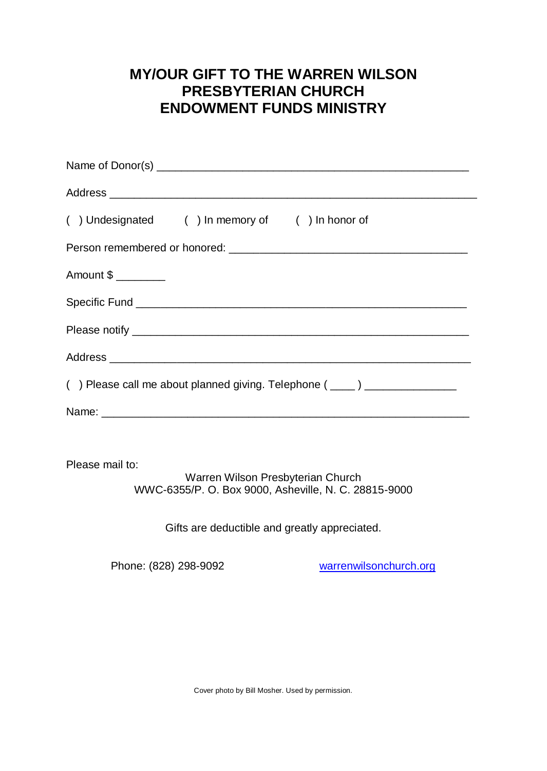# MY/OUR GIFT TO THE WARREN WILSON PRESBYTERIAN CHURCH ENDOWMENT FUNDS MINISTRY

Name of Donor(s) _______________________________________________

Address ________________________________________________________

( ) Undesignated ( ) In memory of ( ) In honor of

Person remembered or honored: _____________________________________

Amount $ ________

Specific Fund __________________________________________________

Please notify __________________________________________________

Address ________________________________________________________

( ) Please call me about planned giving. Telephone ( ____ ) ______________

Name: _________________________________________________________

Please mail to:

Warren Wilson Presbyterian Church
WWC-6355/P. O. Box 9000, Asheville, N. C. 28815-9000

Gifts are deductible and greatly appreciated.

Phone: (828) 298-9092 warrenwilsonchurch.org

Cover photo by Bill Mosher. Used by permission.